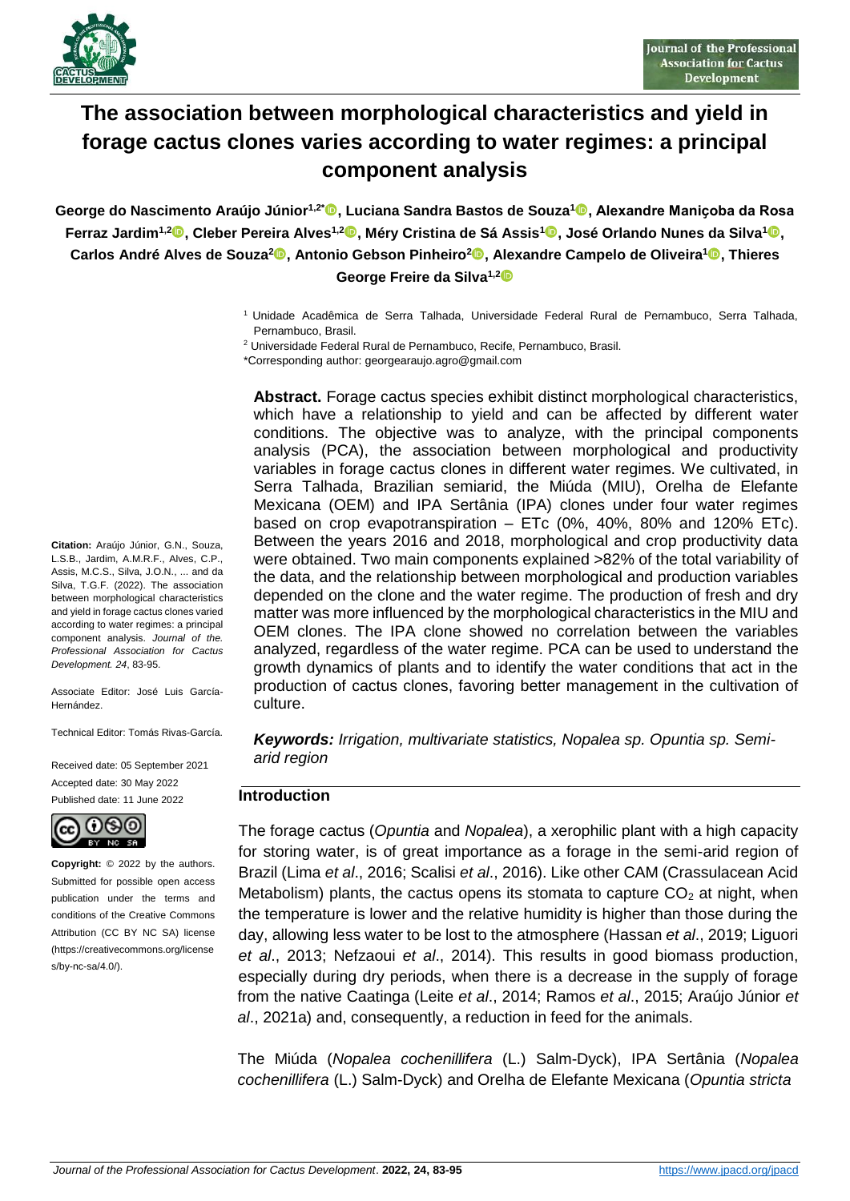# The association between morphological characteristics and yield in forage cactus clones varies according to water regimes: a principal component analysis

**George do Nascimento Araújo Júnior[1,2*], Luciana Sandra Bastos de Souza[1], Alexandre Maniçoba da Rosa Ferraz Jardim[1,2], Cleber Pereira Alves[1,2], Méry Cristina de Sá Assis[1], José Orlando Nunes da Silva[1], Carlos André Alves de Souza[2], Antonio Gebson Pinheiro[2], Alexandre Campelo de Oliveira[1], Thieres George Freire da Silva[1,2]**

[1] Unidade Acadêmica de Serra Talhada, Universidade Federal Rural de Pernambuco, Serra Talhada, Pernambuco, Brasil.

[2] Universidade Federal Rural de Pernambuco, Recife, Pernambuco, Brasil.

*Corresponding author: georgearaujo.agro@gmail.com

**Abstract.** Forage cactus species exhibit distinct morphological characteristics, which have a relationship to yield and can be affected by different water conditions. The objective was to analyze, with the principal components analysis (PCA), the association between morphological and productivity variables in forage cactus clones in different water regimes. We cultivated, in Serra Talhada, Brazilian semiarid, the Miúda (MIU), Orelha de Elefante Mexicana (OEM) and IPA Sertânia (IPA) clones under four water regimes based on crop evapotranspiration – ETc (0%, 40%, 80% and 120% ETc). Between the years 2016 and 2018, morphological and crop productivity data were obtained. Two main components explained >82% of the total variability of the data, and the relationship between morphological and production variables depended on the clone and the water regime. The production of fresh and dry matter was more influenced by the morphological characteristics in the MIU and OEM clones. The IPA clone showed no correlation between the variables analyzed, regardless of the water regime. PCA can be used to understand the growth dynamics of plants and to identify the water conditions that act in the production of cactus clones, favoring better management in the cultivation of culture.

***Keywords:*** *Irrigation, multivariate statistics, Nopalea sp. Opuntia sp. Semi-arid region*

**Citation:** Araújo Júnior, G.N., Souza, L.S.B., Jardim, A.M.R.F., Alves, C.P., Assis, M.C.S., Silva, J.O.N., ... and da Silva, T.G.F. (2022). The association between morphological characteristics and yield in forage cactus clones varied according to water regimes: a principal component analysis. *Journal of the Professional Association for Cactus Development. 24*, 83-95.

Associate Editor: José Luis García-Hernández.

Technical Editor: Tomás Rivas-García.

Received date: 05 September 2021
Accepted date: 30 May 2022
Published date: 11 June 2022

**Copyright:** © 2022 by the authors. Submitted for possible open access publication under the terms and conditions of the Creative Commons Attribution (CC BY NC SA) license (https://creativecommons.org/licenses/by-nc-sa/4.0/).

## Introduction

The forage cactus (*Opuntia* and *Nopalea*), a xerophilic plant with a high capacity for storing water, is of great importance as a forage in the semi-arid region of Brazil (Lima *et al*., 2016; Scalisi *et al*., 2016). Like other CAM (Crassulacean Acid Metabolism) plants, the cactus opens its stomata to capture $CO_2$ at night, when the temperature is lower and the relative humidity is higher than those during the day, allowing less water to be lost to the atmosphere (Hassan *et al*., 2019; Liguori *et al*., 2013; Nefzaoui *et al*., 2014). This results in good biomass production, especially during dry periods, when there is a decrease in the supply of forage from the native Caatinga (Leite *et al*., 2014; Ramos *et al*., 2015; Araújo Júnior *et al*., 2021a) and, consequently, a reduction in feed for the animals.

The Miúda (*Nopalea cochenillifera* (L.) Salm-Dyck), IPA Sertânia (*Nopalea cochenillifera* (L.) Salm-Dyck) and Orelha de Elefante Mexicana (*Opuntia stricta*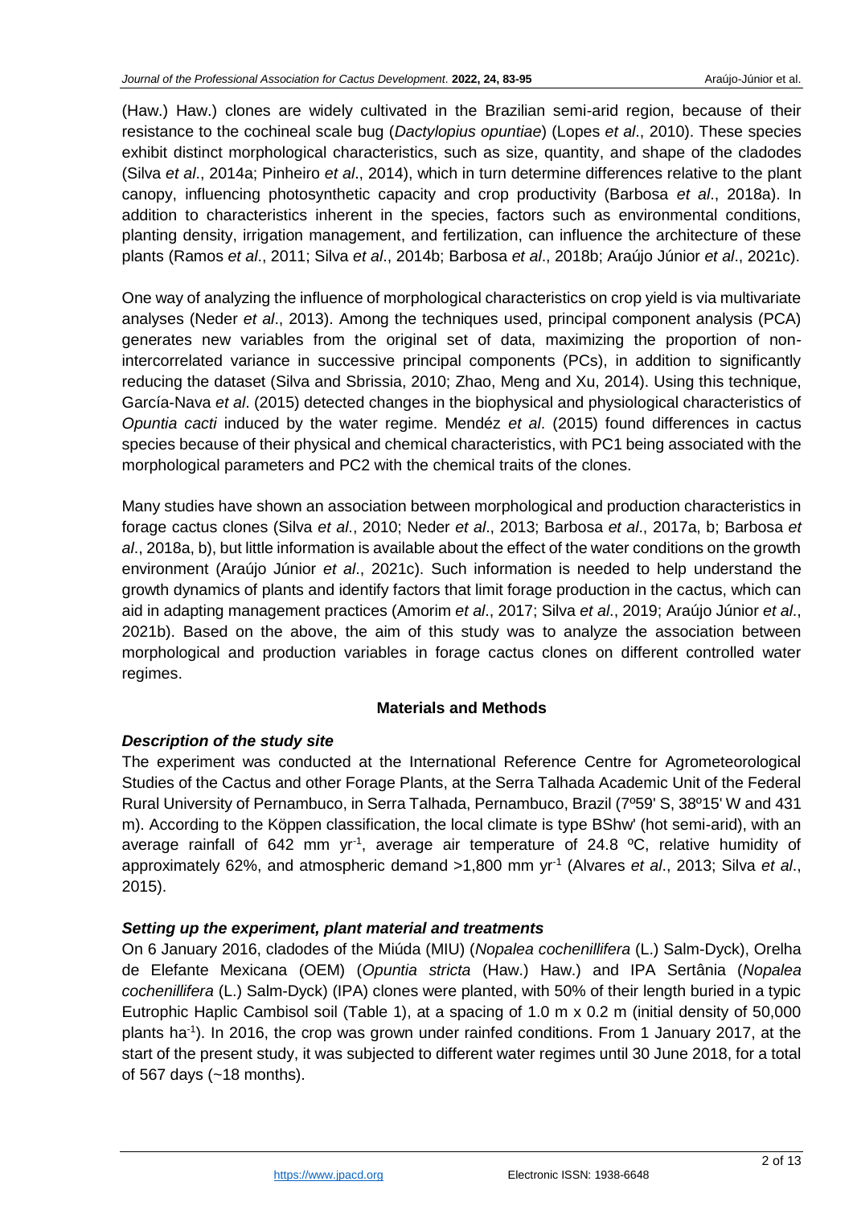(Haw.) Haw.) clones are widely cultivated in the Brazilian semi-arid region, because of their resistance to the cochineal scale bug (*Dactylopius opuntiae*) (Lopes *et al*., 2010). These species exhibit distinct morphological characteristics, such as size, quantity, and shape of the cladodes (Silva *et al*., 2014a; Pinheiro *et al*., 2014), which in turn determine differences relative to the plant canopy, influencing photosynthetic capacity and crop productivity (Barbosa *et al*., 2018a). In addition to characteristics inherent in the species, factors such as environmental conditions, planting density, irrigation management, and fertilization, can influence the architecture of these plants (Ramos *et al*., 2011; Silva *et al*., 2014b; Barbosa *et al*., 2018b; Araújo Júnior *et al*., 2021c).

One way of analyzing the influence of morphological characteristics on crop yield is via multivariate analyses (Neder *et al*., 2013). Among the techniques used, principal component analysis (PCA) generates new variables from the original set of data, maximizing the proportion of non-intercorrelated variance in successive principal components (PCs), in addition to significantly reducing the dataset (Silva and Sbrissia, 2010; Zhao, Meng and Xu, 2014). Using this technique, García-Nava *et al*. (2015) detected changes in the biophysical and physiological characteristics of *Opuntia cacti* induced by the water regime. Mendéz *et al*. (2015) found differences in cactus species because of their physical and chemical characteristics, with PC1 being associated with the morphological parameters and PC2 with the chemical traits of the clones.

Many studies have shown an association between morphological and production characteristics in forage cactus clones (Silva *et al*., 2010; Neder *et al*., 2013; Barbosa *et al*., 2017a, b; Barbosa *et al*., 2018a, b), but little information is available about the effect of the water conditions on the growth environment (Araújo Júnior *et al*., 2021c). Such information is needed to help understand the growth dynamics of plants and identify factors that limit forage production in the cactus, which can aid in adapting management practices (Amorim *et al*., 2017; Silva *et al*., 2019; Araújo Júnior *et al*., 2021b). Based on the above, the aim of this study was to analyze the association between morphological and production variables in forage cactus clones on different controlled water regimes.

## Materials and Methods

### *Description of the study site*

The experiment was conducted at the International Reference Centre for Agrometeorological Studies of the Cactus and other Forage Plants, at the Serra Talhada Academic Unit of the Federal Rural University of Pernambuco, in Serra Talhada, Pernambuco, Brazil (7º59' S, 38º15' W and 431 m). According to the Köppen classification, the local climate is type BShw' (hot semi-arid), with an average rainfall of 642 mm $yr^{-1}$, average air temperature of 24.8 ºC, relative humidity of approximately 62%, and atmospheric demand >1,800 mm $yr^{-1}$ (Alvares *et al*., 2013; Silva *et al*., 2015).

### *Setting up the experiment, plant material and treatments*

On 6 January 2016, cladodes of the Miúda (MIU) (*Nopalea cochenillifera* (L.) Salm-Dyck), Orelha de Elefante Mexicana (OEM) (*Opuntia stricta* (Haw.) Haw.) and IPA Sertânia (*Nopalea cochenillifera* (L.) Salm-Dyck) (IPA) clones were planted, with 50% of their length buried in a typic Eutrophic Haplic Cambisol soil (Table 1), at a spacing of 1.0 m x 0.2 m (initial density of 50,000 plants $ha^{-1}$). In 2016, the crop was grown under rainfed conditions. From 1 January 2017, at the start of the present study, it was subjected to different water regimes until 30 June 2018, for a total of 567 days (~18 months).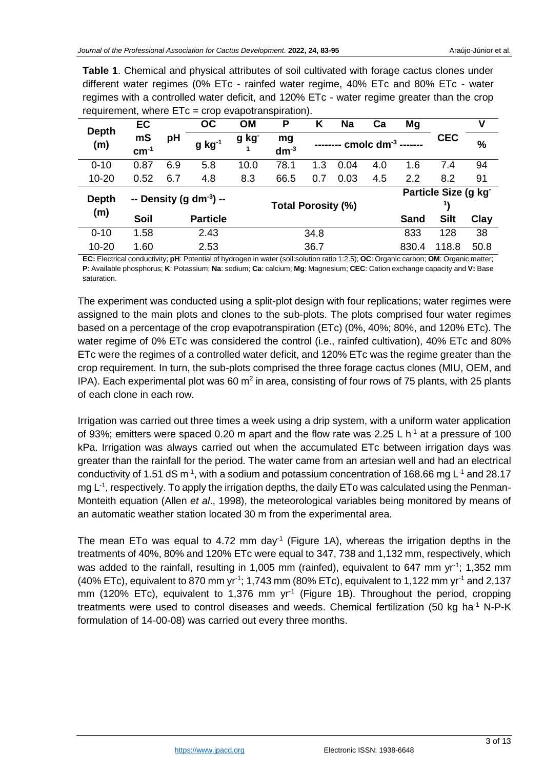**Table 1**. Chemical and physical attributes of soil cultivated with forage cactus clones under different water regimes (0% ETc - rainfed water regime, 40% ETc and 80% ETc - water regimes with a controlled water deficit, and 120% ETc - water regime greater than the crop requirement, where ETc = crop evapotranspiration).

| Depth (m) | EC | pH | OC | OM | P | K | Na | Ca | Mg | CEC | V |
|---|---|---|---|---|---|---|---|---|---|---|---|
| | mS $cm^{-1}$ | | g $kg^{-1}$ | g $kg^{-1}$ | mg $dm^{-3}$ | -------- cmolc $dm^{-3}$ ------- | | | | | % |
| 0-10 | 0.87 | 6.9 | 5.8 | 10.0 | 78.1 | 1.3 | 0.04 | 4.0 | 1.6 | 7.4 | 94 |
| 10-20 | 0.52 | 6.7 | 4.8 | 8.3 | 66.5 | 0.7 | 0.03 | 4.5 | 2.2 | 8.2 | 91 |

| Depth (m) | -- Density (g $dm^{-3}$) -- | | Total Porosity (%) | Particle Size (g $kg^{-1}$) | | |
|---|---|---|---|---|---|---|
| | Soil | Particle | | Sand | Silt | Clay |
| 0-10 | 1.58 | 2.43 | 34.8 | 833 | 128 | 38 |
| 10-20 | 1.60 | 2.53 | 36.7 | 830.4 | 118.8 | 50.8 |

**EC:** Electrical conductivity; **pH**: Potential of hydrogen in water (soil:solution ratio 1:2.5); **OC**: Organic carbon; **OM**: Organic matter; **P**: Available phosphorus; **K**: Potassium; **Na**: sodium; **Ca**: calcium; **Mg**: Magnesium; **CEC**: Cation exchange capacity and **V:** Base saturation.

The experiment was conducted using a split-plot design with four replications; water regimes were assigned to the main plots and clones to the sub-plots. The plots comprised four water regimes based on a percentage of the crop evapotranspiration (ETc) (0%, 40%; 80%, and 120% ETc). The water regime of 0% ETc was considered the control (i.e., rainfed cultivation), 40% ETc and 80% ETc were the regimes of a controlled water deficit, and 120% ETc was the regime greater than the crop requirement. In turn, the sub-plots comprised the three forage cactus clones (MIU, OEM, and IPA). Each experimental plot was 60 $m^2$ in area, consisting of four rows of 75 plants, with 25 plants of each clone in each row.

Irrigation was carried out three times a week using a drip system, with a uniform water application of 93%; emitters were spaced 0.20 m apart and the flow rate was 2.25 L $h^{-1}$ at a pressure of 100 kPa. Irrigation was always carried out when the accumulated ETc between irrigation days was greater than the rainfall for the period. The water came from an artesian well and had an electrical conductivity of 1.51 dS $m^{-1}$, with a sodium and potassium concentration of 168.66 mg $L^{-1}$ and 28.17 mg $L^{-1}$, respectively. To apply the irrigation depths, the daily ETo was calculated using the Penman-Monteith equation (Allen *et al*., 1998), the meteorological variables being monitored by means of an automatic weather station located 30 m from the experimental area.

The mean ETo was equal to 4.72 mm $day^{-1}$ (Figure 1A), whereas the irrigation depths in the treatments of 40%, 80% and 120% ETc were equal to 347, 738 and 1,132 mm, respectively, which was added to the rainfall, resulting in 1,005 mm (rainfed), equivalent to 647 mm $yr^{-1}$; 1,352 mm (40% ETc), equivalent to 870 mm $yr^{-1}$; 1,743 mm (80% ETc), equivalent to 1,122 mm $yr^{-1}$ and 2,137 mm (120% ETc), equivalent to 1,376 mm $yr^{-1}$ (Figure 1B). Throughout the period, cropping treatments were used to control diseases and weeds. Chemical fertilization (50 kg $ha^{-1}$ N-P-K formulation of 14-00-08) was carried out every three months.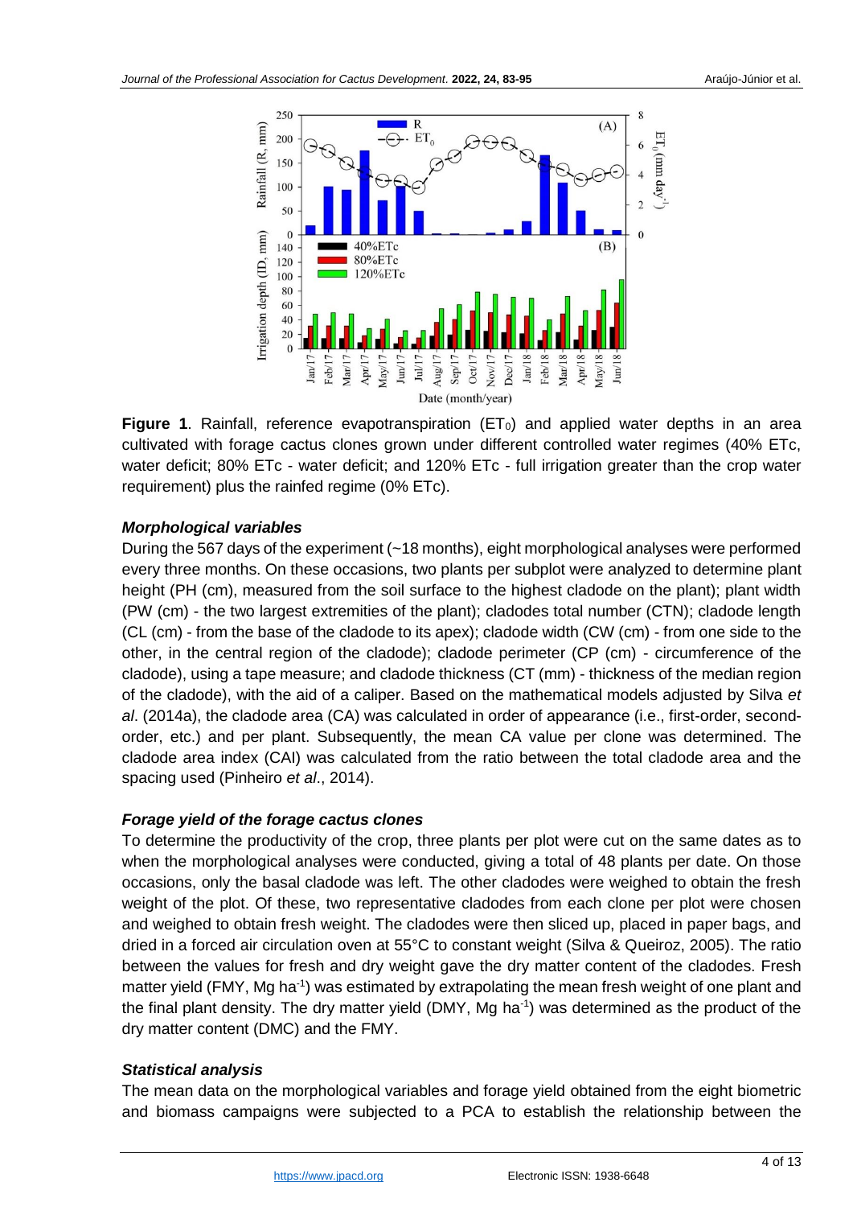**Figure 1**. Rainfall, reference evapotranspiration ($ET_0$) and applied water depths in an area cultivated with forage cactus clones grown under different controlled water regimes (40% ETc, water deficit; 80% ETc - water deficit; and 120% ETc - full irrigation greater than the crop water requirement) plus the rainfed regime (0% ETc).

### *Morphological variables*

During the 567 days of the experiment (~18 months), eight morphological analyses were performed every three months. On these occasions, two plants per subplot were analyzed to determine plant height (PH (cm), measured from the soil surface to the highest cladode on the plant); plant width (PW (cm) - the two largest extremities of the plant); cladodes total number (CTN); cladode length (CL (cm) - from the base of the cladode to its apex); cladode width (CW (cm) - from one side to the other, in the central region of the cladode); cladode perimeter (CP (cm) - circumference of the cladode), using a tape measure; and cladode thickness (CT (mm) - thickness of the median region of the cladode), with the aid of a caliper. Based on the mathematical models adjusted by Silva *et al*. (2014a), the cladode area (CA) was calculated in order of appearance (i.e., first-order, second-order, etc.) and per plant. Subsequently, the mean CA value per clone was determined. The cladode area index (CAI) was calculated from the ratio between the total cladode area and the spacing used (Pinheiro *et al*., 2014).

### *Forage yield of the forage cactus clones*

To determine the productivity of the crop, three plants per plot were cut on the same dates as to when the morphological analyses were conducted, giving a total of 48 plants per date. On those occasions, only the basal cladode was left. The other cladodes were weighed to obtain the fresh weight of the plot. Of these, two representative cladodes from each clone per plot were chosen and weighed to obtain fresh weight. The cladodes were then sliced up, placed in paper bags, and dried in a forced air circulation oven at 55°C to constant weight (Silva & Queiroz, 2005). The ratio between the values for fresh and dry weight gave the dry matter content of the cladodes. Fresh matter yield (FMY, Mg $ha^{-1}$) was estimated by extrapolating the mean fresh weight of one plant and the final plant density. The dry matter yield (DMY, Mg $ha^{-1}$) was determined as the product of the dry matter content (DMC) and the FMY.

### *Statistical analysis*

The mean data on the morphological variables and forage yield obtained from the eight biometric and biomass campaigns were subjected to a PCA to establish the relationship between the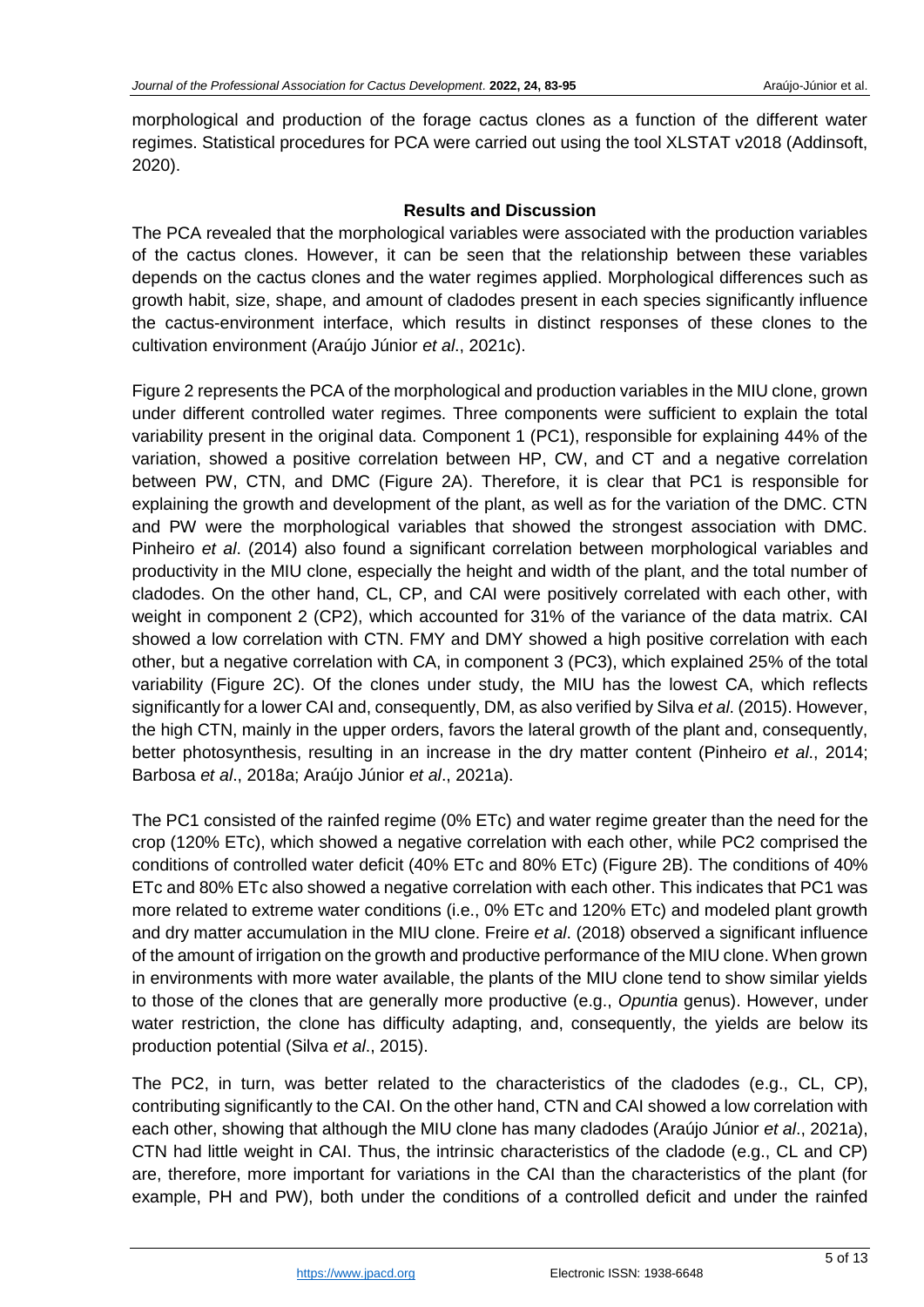morphological and production of the forage cactus clones as a function of the different water regimes. Statistical procedures for PCA were carried out using the tool XLSTAT v2018 (Addinsoft, 2020).

## Results and Discussion

The PCA revealed that the morphological variables were associated with the production variables of the cactus clones. However, it can be seen that the relationship between these variables depends on the cactus clones and the water regimes applied. Morphological differences such as growth habit, size, shape, and amount of cladodes present in each species significantly influence the cactus-environment interface, which results in distinct responses of these clones to the cultivation environment (Araújo Júnior *et al*., 2021c).

Figure 2 represents the PCA of the morphological and production variables in the MIU clone, grown under different controlled water regimes. Three components were sufficient to explain the total variability present in the original data. Component 1 (PC1), responsible for explaining 44% of the variation, showed a positive correlation between HP, CW, and CT and a negative correlation between PW, CTN, and DMC (Figure 2A). Therefore, it is clear that PC1 is responsible for explaining the growth and development of the plant, as well as for the variation of the DMC. CTN and PW were the morphological variables that showed the strongest association with DMC. Pinheiro *et al*. (2014) also found a significant correlation between morphological variables and productivity in the MIU clone, especially the height and width of the plant, and the total number of cladodes. On the other hand, CL, CP, and CAI were positively correlated with each other, with weight in component 2 (CP2), which accounted for 31% of the variance of the data matrix. CAI showed a low correlation with CTN. FMY and DMY showed a high positive correlation with each other, but a negative correlation with CA, in component 3 (PC3), which explained 25% of the total variability (Figure 2C). Of the clones under study, the MIU has the lowest CA, which reflects significantly for a lower CAI and, consequently, DM, as also verified by Silva *et al*. (2015). However, the high CTN, mainly in the upper orders, favors the lateral growth of the plant and, consequently, better photosynthesis, resulting in an increase in the dry matter content (Pinheiro *et al*., 2014; Barbosa *et al*., 2018a; Araújo Júnior *et al*., 2021a).

The PC1 consisted of the rainfed regime (0% ETc) and water regime greater than the need for the crop (120% ETc), which showed a negative correlation with each other, while PC2 comprised the conditions of controlled water deficit (40% ETc and 80% ETc) (Figure 2B). The conditions of 40% ETc and 80% ETc also showed a negative correlation with each other. This indicates that PC1 was more related to extreme water conditions (i.e., 0% ETc and 120% ETc) and modeled plant growth and dry matter accumulation in the MIU clone. Freire *et al*. (2018) observed a significant influence of the amount of irrigation on the growth and productive performance of the MIU clone. When grown in environments with more water available, the plants of the MIU clone tend to show similar yields to those of the clones that are generally more productive (e.g., *Opuntia* genus). However, under water restriction, the clone has difficulty adapting, and, consequently, the yields are below its production potential (Silva *et al*., 2015).

The PC2, in turn, was better related to the characteristics of the cladodes (e.g., CL, CP), contributing significantly to the CAI. On the other hand, CTN and CAI showed a low correlation with each other, showing that although the MIU clone has many cladodes (Araújo Júnior *et al*., 2021a), CTN had little weight in CAI. Thus, the intrinsic characteristics of the cladode (e.g., CL and CP) are, therefore, more important for variations in the CAI than the characteristics of the plant (for example, PH and PW), both under the conditions of a controlled deficit and under the rainfed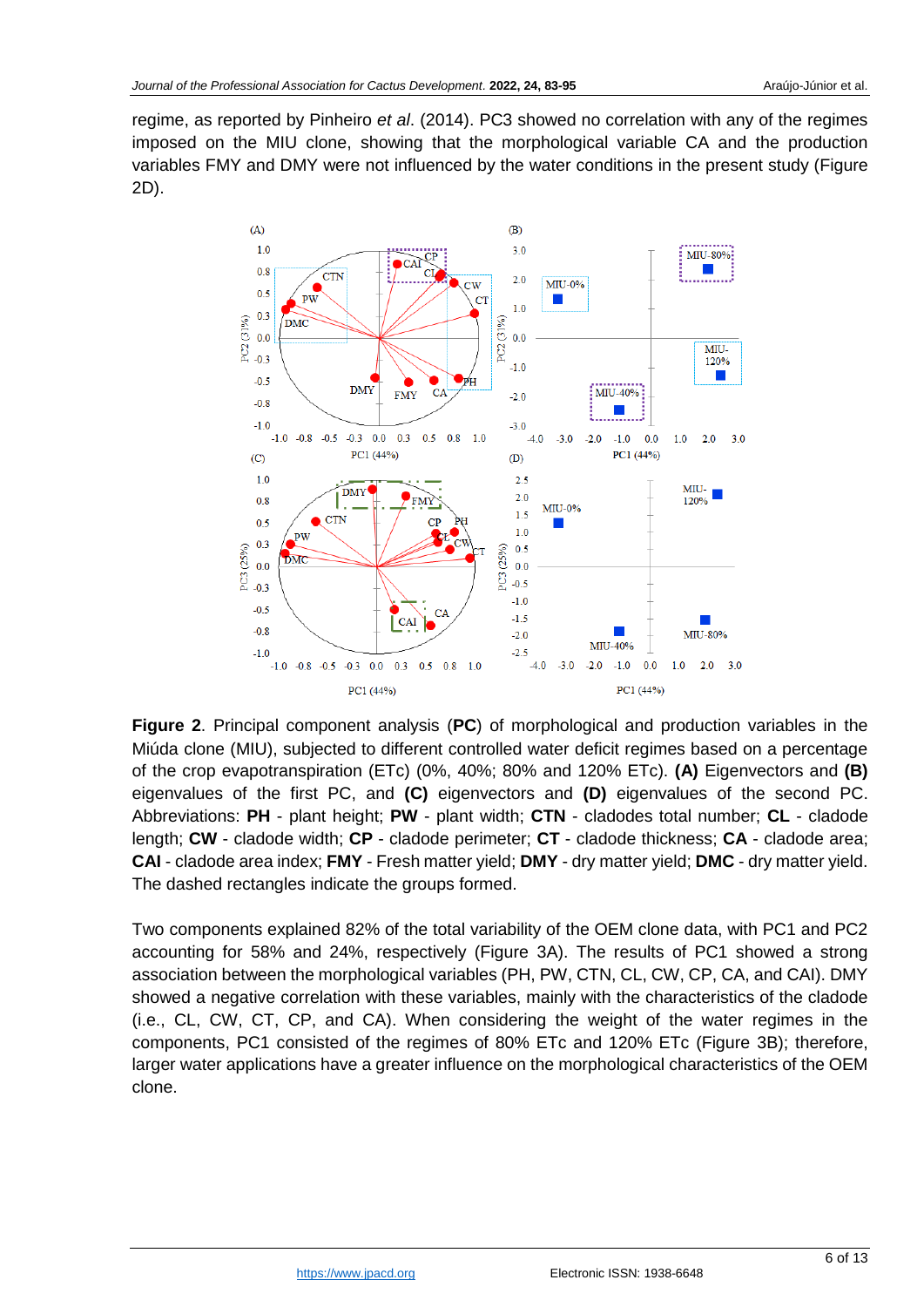regime, as reported by Pinheiro *et al*. (2014). PC3 showed no correlation with any of the regimes imposed on the MIU clone, showing that the morphological variable CA and the production variables FMY and DMY were not influenced by the water conditions in the present study (Figure 2D).

**Figure 2**. Principal component analysis (**PC**) of morphological and production variables in the Miúda clone (MIU), subjected to different controlled water deficit regimes based on a percentage of the crop evapotranspiration (ETc) (0%, 40%; 80% and 120% ETc). **(A)** Eigenvectors and **(B)** eigenvalues of the first PC, and **(C)** eigenvectors and **(D)** eigenvalues of the second PC. Abbreviations: **PH** - plant height; **PW** - plant width; **CTN** - cladodes total number; **CL** - cladode length; **CW** - cladode width; **CP** - cladode perimeter; **CT** - cladode thickness; **CA** - cladode area; **CAI** - cladode area index; **FMY** - Fresh matter yield; **DMY** - dry matter yield; **DMC** - dry matter yield. The dashed rectangles indicate the groups formed.

Two components explained 82% of the total variability of the OEM clone data, with PC1 and PC2 accounting for 58% and 24%, respectively (Figure 3A). The results of PC1 showed a strong association between the morphological variables (PH, PW, CTN, CL, CW, CP, CA, and CAI). DMY showed a negative correlation with these variables, mainly with the characteristics of the cladode (i.e., CL, CW, CT, CP, and CA). When considering the weight of the water regimes in the components, PC1 consisted of the regimes of 80% ETc and 120% ETc (Figure 3B); therefore, larger water applications have a greater influence on the morphological characteristics of the OEM clone.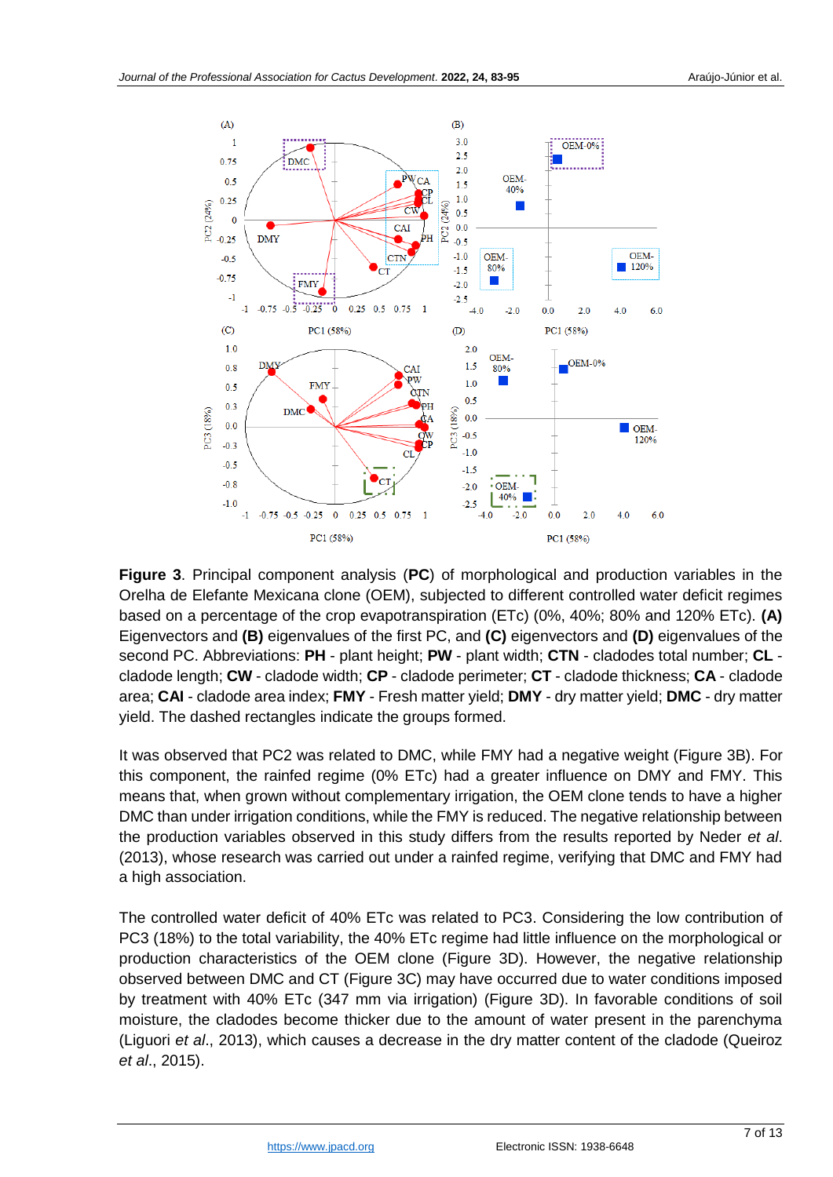**Figure 3**. Principal component analysis (**PC**) of morphological and production variables in the Orelha de Elefante Mexicana clone (OEM), subjected to different controlled water deficit regimes based on a percentage of the crop evapotranspiration (ETc) (0%, 40%; 80% and 120% ETc). **(A)** Eigenvectors and **(B)** eigenvalues of the first PC, and **(C)** eigenvectors and **(D)** eigenvalues of the second PC. Abbreviations: **PH** - plant height; **PW** - plant width; **CTN** - cladodes total number; **CL** - cladode length; **CW** - cladode width; **CP** - cladode perimeter; **CT** - cladode thickness; **CA** - cladode area; **CAI** - cladode area index; **FMY** - Fresh matter yield; **DMY** - dry matter yield; **DMC** - dry matter yield. The dashed rectangles indicate the groups formed.

It was observed that PC2 was related to DMC, while FMY had a negative weight (Figure 3B). For this component, the rainfed regime (0% ETc) had a greater influence on DMY and FMY. This means that, when grown without complementary irrigation, the OEM clone tends to have a higher DMC than under irrigation conditions, while the FMY is reduced. The negative relationship between the production variables observed in this study differs from the results reported by Neder *et al*. (2013), whose research was carried out under a rainfed regime, verifying that DMC and FMY had a high association.

The controlled water deficit of 40% ETc was related to PC3. Considering the low contribution of PC3 (18%) to the total variability, the 40% ETc regime had little influence on the morphological or production characteristics of the OEM clone (Figure 3D). However, the negative relationship observed between DMC and CT (Figure 3C) may have occurred due to water conditions imposed by treatment with 40% ETc (347 mm via irrigation) (Figure 3D). In favorable conditions of soil moisture, the cladodes become thicker due to the amount of water present in the parenchyma (Liguori *et al*., 2013), which causes a decrease in the dry matter content of the cladode (Queiroz *et al*., 2015).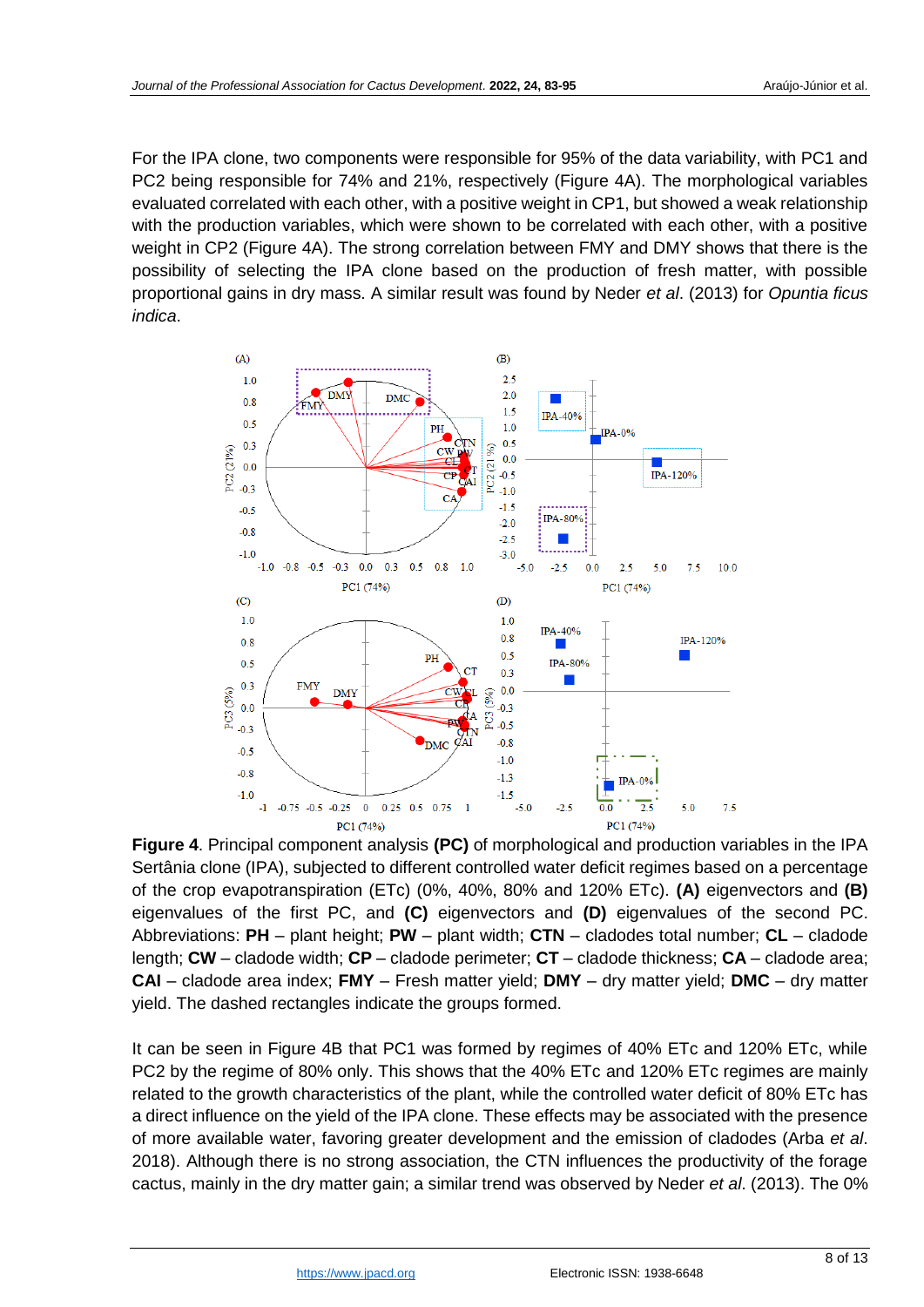For the IPA clone, two components were responsible for 95% of the data variability, with PC1 and PC2 being responsible for 74% and 21%, respectively (Figure 4A). The morphological variables evaluated correlated with each other, with a positive weight in CP1, but showed a weak relationship with the production variables, which were shown to be correlated with each other, with a positive weight in CP2 (Figure 4A). The strong correlation between FMY and DMY shows that there is the possibility of selecting the IPA clone based on the production of fresh matter, with possible proportional gains in dry mass. A similar result was found by Neder *et al*. (2013) for *Opuntia ficus indica*.

**Figure 4**. Principal component analysis **(PC)** of morphological and production variables in the IPA Sertânia clone (IPA), subjected to different controlled water deficit regimes based on a percentage of the crop evapotranspiration (ETc) (0%, 40%, 80% and 120% ETc). **(A)** eigenvectors and **(B)** eigenvalues of the first PC, and **(C)** eigenvectors and **(D)** eigenvalues of the second PC. Abbreviations: **PH** – plant height; **PW** – plant width; **CTN** – cladodes total number; **CL** – cladode length; **CW** – cladode width; **CP** – cladode perimeter; **CT** – cladode thickness; **CA** – cladode area; **CAI** – cladode area index; **FMY** – Fresh matter yield; **DMY** – dry matter yield; **DMC** – dry matter yield. The dashed rectangles indicate the groups formed.

It can be seen in Figure 4B that PC1 was formed by regimes of 40% ETc and 120% ETc, while PC2 by the regime of 80% only. This shows that the 40% ETc and 120% ETc regimes are mainly related to the growth characteristics of the plant, while the controlled water deficit of 80% ETc has a direct influence on the yield of the IPA clone. These effects may be associated with the presence of more available water, favoring greater development and the emission of cladodes (Arba *et al*. 2018). Although there is no strong association, the CTN influences the productivity of the forage cactus, mainly in the dry matter gain; a similar trend was observed by Neder *et al*. (2013). The 0%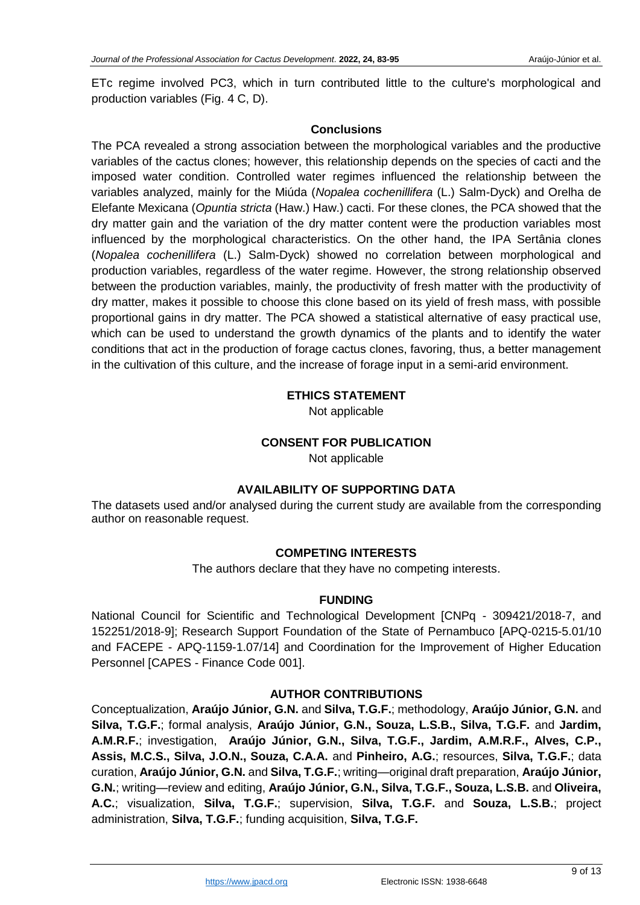ETc regime involved PC3, which in turn contributed little to the culture's morphological and production variables (Fig. 4 C, D).

## Conclusions

The PCA revealed a strong association between the morphological variables and the productive variables of the cactus clones; however, this relationship depends on the species of cacti and the imposed water condition. Controlled water regimes influenced the relationship between the variables analyzed, mainly for the Miúda (*Nopalea cochenillifera* (L.) Salm-Dyck) and Orelha de Elefante Mexicana (*Opuntia stricta* (Haw.) Haw.) cacti. For these clones, the PCA showed that the dry matter gain and the variation of the dry matter content were the production variables most influenced by the morphological characteristics. On the other hand, the IPA Sertânia clones (*Nopalea cochenillifera* (L.) Salm-Dyck) showed no correlation between morphological and production variables, regardless of the water regime. However, the strong relationship observed between the production variables, mainly, the productivity of fresh matter with the productivity of dry matter, makes it possible to choose this clone based on its yield of fresh mass, with possible proportional gains in dry matter. The PCA showed a statistical alternative of easy practical use, which can be used to understand the growth dynamics of the plants and to identify the water conditions that act in the production of forage cactus clones, favoring, thus, a better management in the cultivation of this culture, and the increase of forage input in a semi-arid environment.

## ETHICS STATEMENT

Not applicable

## CONSENT FOR PUBLICATION

Not applicable

## AVAILABILITY OF SUPPORTING DATA

The datasets used and/or analysed during the current study are available from the corresponding author on reasonable request.

## COMPETING INTERESTS

The authors declare that they have no competing interests.

## FUNDING

National Council for Scientific and Technological Development [CNPq - 309421/2018-7, and 152251/2018-9]; Research Support Foundation of the State of Pernambuco [APQ-0215-5.01/10 and FACEPE - APQ-1159-1.07/14] and Coordination for the Improvement of Higher Education Personnel [CAPES - Finance Code 001].

## AUTHOR CONTRIBUTIONS

Conceptualization, **Araújo Júnior, G.N.** and **Silva, T.G.F.**; methodology, **Araújo Júnior, G.N.** and **Silva, T.G.F.**; formal analysis, **Araújo Júnior, G.N., Souza, L.S.B., Silva, T.G.F.** and **Jardim, A.M.R.F.**; investigation, **Araújo Júnior, G.N., Silva, T.G.F., Jardim, A.M.R.F., Alves, C.P., Assis, M.C.S., Silva, J.O.N., Souza, C.A.A.** and **Pinheiro, A.G.**; resources, **Silva, T.G.F.**; data curation, **Araújo Júnior, G.N.** and **Silva, T.G.F.**; writing—original draft preparation, **Araújo Júnior, G.N.**; writing—review and editing, **Araújo Júnior, G.N., Silva, T.G.F., Souza, L.S.B.** and **Oliveira, A.C.**; visualization, **Silva, T.G.F.**; supervision, **Silva, T.G.F.** and **Souza, L.S.B.**; project administration, **Silva, T.G.F.**; funding acquisition, **Silva, T.G.F.**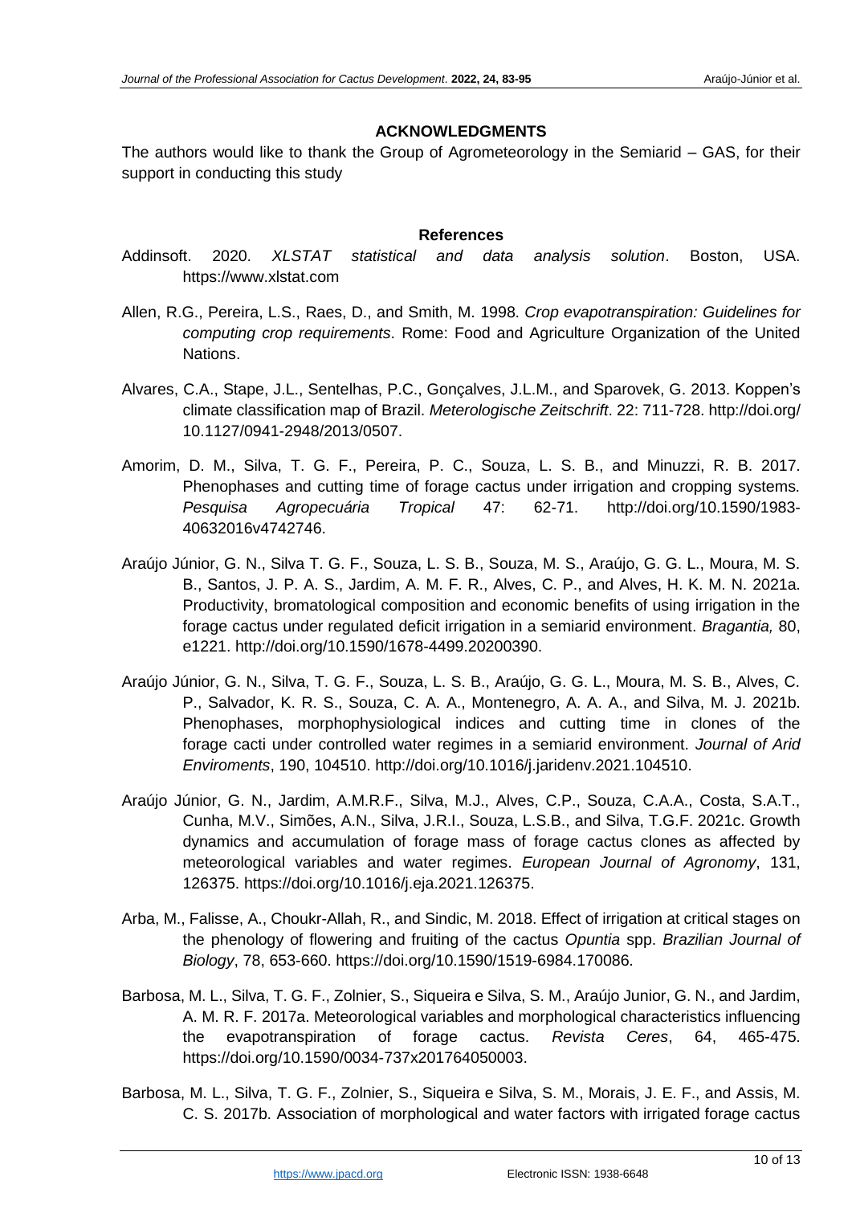## ACKNOWLEDGMENTS

The authors would like to thank the Group of Agrometeorology in the Semiarid – GAS, for their support in conducting this study

## References

Addinsoft. 2020. *XLSTAT statistical and data analysis solution*. Boston, USA. https://www.xlstat.com

Allen, R.G., Pereira, L.S., Raes, D., and Smith, M. 1998. *Crop evapotranspiration: Guidelines for computing crop requirements*. Rome: Food and Agriculture Organization of the United Nations.

Alvares, C.A., Stape, J.L., Sentelhas, P.C., Gonçalves, J.L.M., and Sparovek, G. 2013. Koppen's climate classification map of Brazil. *Meterologische Zeitschrift*. 22: 711-728. http://doi.org/ 10.1127/0941-2948/2013/0507.

Amorim, D. M., Silva, T. G. F., Pereira, P. C., Souza, L. S. B., and Minuzzi, R. B. 2017. Phenophases and cutting time of forage cactus under irrigation and cropping systems. *Pesquisa Agropecuária Tropical* 47: 62-71. http://doi.org/10.1590/1983-40632016v4742746.

Araújo Júnior, G. N., Silva T. G. F., Souza, L. S. B., Souza, M. S., Araújo, G. G. L., Moura, M. S. B., Santos, J. P. A. S., Jardim, A. M. F. R., Alves, C. P., and Alves, H. K. M. N. 2021a. Productivity, bromatological composition and economic benefits of using irrigation in the forage cactus under regulated deficit irrigation in a semiarid environment. *Bragantia,* 80, e1221. http://doi.org/10.1590/1678-4499.20200390.

Araújo Júnior, G. N., Silva, T. G. F., Souza, L. S. B., Araújo, G. G. L., Moura, M. S. B., Alves, C. P., Salvador, K. R. S., Souza, C. A. A., Montenegro, A. A. A., and Silva, M. J. 2021b. Phenophases, morphophysiological indices and cutting time in clones of the forage cacti under controlled water regimes in a semiarid environment. *Journal of Arid Enviroments*, 190, 104510. http://doi.org/10.1016/j.jaridenv.2021.104510.

Araújo Júnior, G. N., Jardim, A.M.R.F., Silva, M.J., Alves, C.P., Souza, C.A.A., Costa, S.A.T., Cunha, M.V., Simões, A.N., Silva, J.R.I., Souza, L.S.B., and Silva, T.G.F. 2021c. Growth dynamics and accumulation of forage mass of forage cactus clones as affected by meteorological variables and water regimes. *European Journal of Agronomy*, 131, 126375. https://doi.org/10.1016/j.eja.2021.126375.

Arba, M., Falisse, A., Choukr-Allah, R., and Sindic, M. 2018. Effect of irrigation at critical stages on the phenology of flowering and fruiting of the cactus *Opuntia* spp. *Brazilian Journal of Biology*, 78, 653-660. https://doi.org/10.1590/1519-6984.170086.

Barbosa, M. L., Silva, T. G. F., Zolnier, S., Siqueira e Silva, S. M., Araújo Junior, G. N., and Jardim, A. M. R. F. 2017a. Meteorological variables and morphological characteristics influencing the evapotranspiration of forage cactus. *Revista Ceres*, 64, 465-475. https://doi.org/10.1590/0034-737x201764050003.

Barbosa, M. L., Silva, T. G. F., Zolnier, S., Siqueira e Silva, S. M., Morais, J. E. F., and Assis, M. C. S. 2017b. Association of morphological and water factors with irrigated forage cactus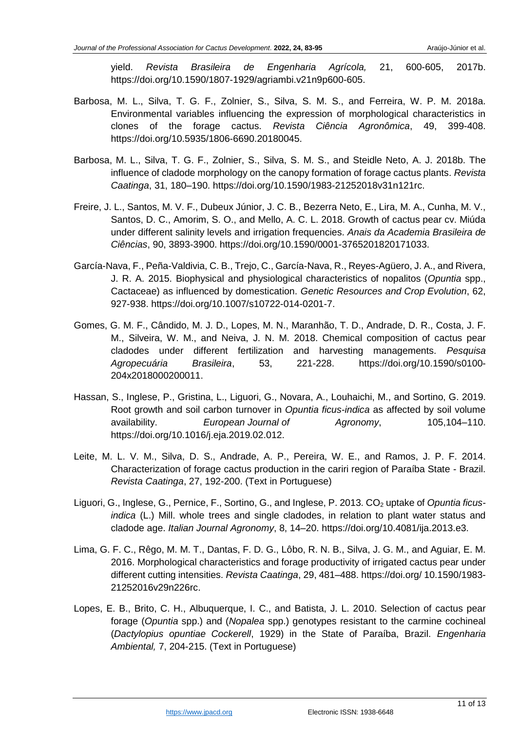yield. *Revista Brasileira de Engenharia Agrícola,* 21, 600-605, 2017b. https://doi.org/10.1590/1807-1929/agriambi.v21n9p600-605.

Barbosa, M. L., Silva, T. G. F., Zolnier, S., Silva, S. M. S., and Ferreira, W. P. M. 2018a. Environmental variables influencing the expression of morphological characteristics in clones of the forage cactus. *Revista Ciência Agronômica*, 49, 399-408. https://doi.org/10.5935/1806-6690.20180045.

Barbosa, M. L., Silva, T. G. F., Zolnier, S., Silva, S. M. S., and Steidle Neto, A. J. 2018b. The influence of cladode morphology on the canopy formation of forage cactus plants. *Revista Caatinga*, 31, 180–190. https://doi.org/10.1590/1983-21252018v31n121rc.

Freire, J. L., Santos, M. V. F., Dubeux Júnior, J. C. B., Bezerra Neto, E., Lira, M. A., Cunha, M. V., Santos, D. C., Amorim, S. O., and Mello, A. C. L. 2018. Growth of cactus pear cv. Miúda under different salinity levels and irrigation frequencies. *Anais da Academia Brasileira de Ciências*, 90, 3893-3900. https://doi.org/10.1590/0001-3765201820171033.

García-Nava, F., Peña-Valdivia, C. B., Trejo, C., García-Nava, R., Reyes-Agüero, J. A., and Rivera, J. R. A. 2015. Biophysical and physiological characteristics of nopalitos (*Opuntia* spp., Cactaceae) as influenced by domestication. *Genetic Resources and Crop Evolution*, 62, 927-938. https://doi.org/10.1007/s10722-014-0201-7.

Gomes, G. M. F., Cândido, M. J. D., Lopes, M. N., Maranhão, T. D., Andrade, D. R., Costa, J. F. M., Silveira, W. M., and Neiva, J. N. M. 2018. Chemical composition of cactus pear cladodes under different fertilization and harvesting managements. *Pesquisa Agropecuária Brasileira*, 53, 221-228. https://doi.org/10.1590/s0100-204x2018000200011.

Hassan, S., Inglese, P., Gristina, L., Liguori, G., Novara, A., Louhaichi, M., and Sortino, G. 2019. Root growth and soil carbon turnover in *Opuntia ficus-indica* as affected by soil volume availability. *European Journal of Agronomy*, 105,104–110. https://doi.org/10.1016/j.eja.2019.02.012.

Leite, M. L. V. M., Silva, D. S., Andrade, A. P., Pereira, W. E., and Ramos, J. P. F. 2014. Characterization of forage cactus production in the cariri region of Paraíba State - Brazil. *Revista Caatinga*, 27, 192-200. (Text in Portuguese)

Liguori, G., Inglese, G., Pernice, F., Sortino, G., and Inglese, P. 2013. $CO_2$ uptake of *Opuntia ficus-indica* (L.) Mill. whole trees and single cladodes, in relation to plant water status and cladode age. *Italian Journal Agronomy*, 8, 14–20. https://doi.org/10.4081/ija.2013.e3.

Lima, G. F. C., Rêgo, M. M. T., Dantas, F. D. G., Lôbo, R. N. B., Silva, J. G. M., and Aguiar, E. M. 2016. Morphological characteristics and forage productivity of irrigated cactus pear under different cutting intensities. *Revista Caatinga*, 29, 481–488. https://doi.org/ 10.1590/1983-21252016v29n226rc.

Lopes, E. B., Brito, C. H., Albuquerque, I. C., and Batista, J. L. 2010. Selection of cactus pear forage (*Opuntia* spp.) and (*Nopalea* spp.) genotypes resistant to the carmine cochineal (*Dactylopius opuntiae Cockerell*, 1929) in the State of Paraíba, Brazil. *Engenharia Ambiental,* 7, 204-215. (Text in Portuguese)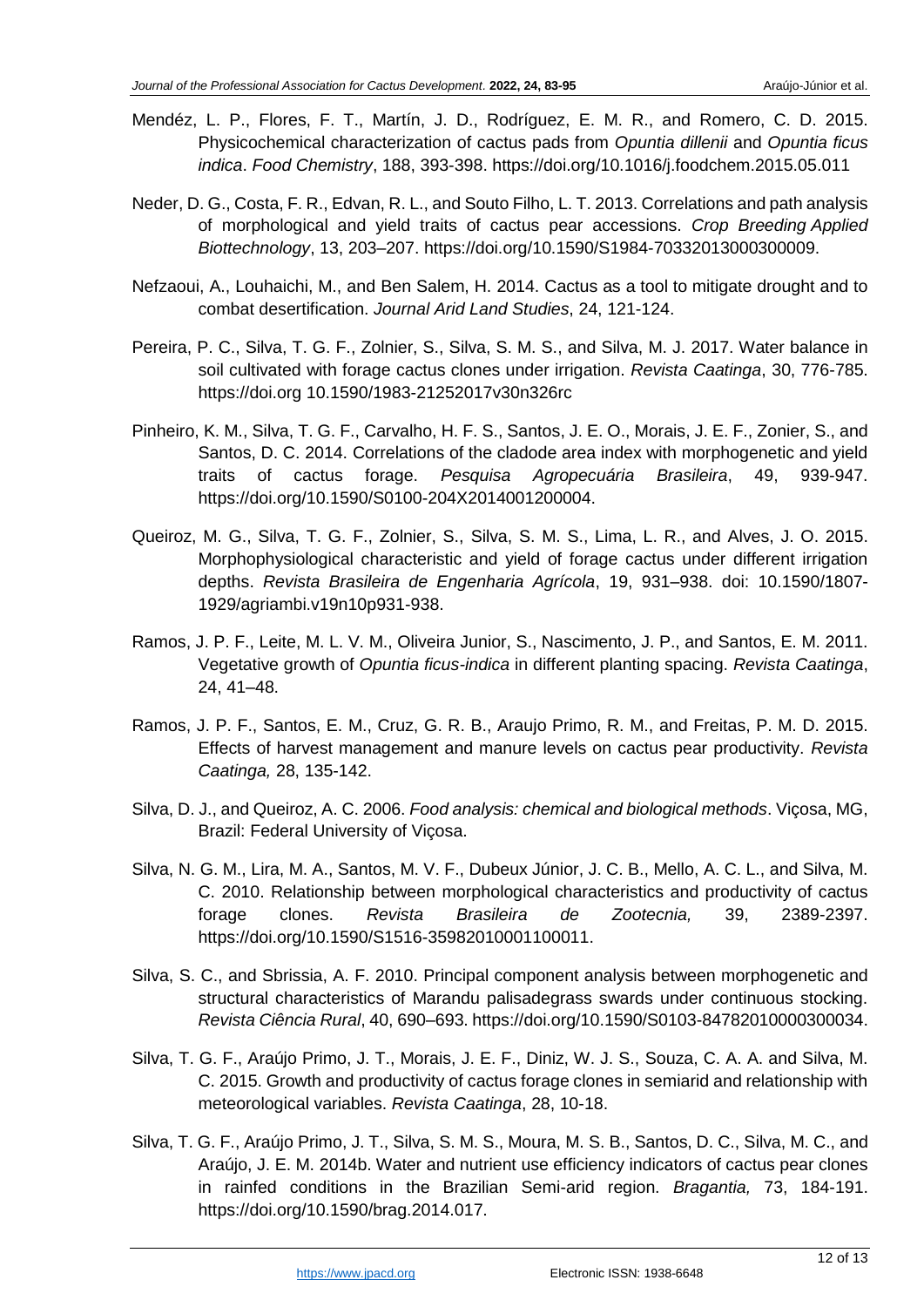Mendéz, L. P., Flores, F. T., Martín, J. D., Rodríguez, E. M. R., and Romero, C. D. 2015. Physicochemical characterization of cactus pads from *Opuntia dillenii* and *Opuntia ficus indica*. *Food Chemistry*, 188, 393-398. https://doi.org/10.1016/j.foodchem.2015.05.011

Neder, D. G., Costa, F. R., Edvan, R. L., and Souto Filho, L. T. 2013. Correlations and path analysis of morphological and yield traits of cactus pear accessions. *Crop Breeding Applied Biottechnology*, 13, 203–207. https://doi.org/10.1590/S1984-70332013000300009.

Nefzaoui, A., Louhaichi, M., and Ben Salem, H. 2014. Cactus as a tool to mitigate drought and to combat desertification. *Journal Arid Land Studies*, 24, 121-124.

Pereira, P. C., Silva, T. G. F., Zolnier, S., Silva, S. M. S., and Silva, M. J. 2017. Water balance in soil cultivated with forage cactus clones under irrigation. *Revista Caatinga*, 30, 776-785. https://doi.org 10.1590/1983-21252017v30n326rc

Pinheiro, K. M., Silva, T. G. F., Carvalho, H. F. S., Santos, J. E. O., Morais, J. E. F., Zonier, S., and Santos, D. C. 2014. Correlations of the cladode area index with morphogenetic and yield traits of cactus forage. *Pesquisa Agropecuária Brasileira*, 49, 939-947. https://doi.org/10.1590/S0100-204X2014001200004.

Queiroz, M. G., Silva, T. G. F., Zolnier, S., Silva, S. M. S., Lima, L. R., and Alves, J. O. 2015. Morphophysiological characteristic and yield of forage cactus under different irrigation depths. *Revista Brasileira de Engenharia Agrícola*, 19, 931–938. doi: 10.1590/1807-1929/agriambi.v19n10p931-938.

Ramos, J. P. F., Leite, M. L. V. M., Oliveira Junior, S., Nascimento, J. P., and Santos, E. M. 2011. Vegetative growth of *Opuntia ficus-indica* in different planting spacing. *Revista Caatinga*, 24, 41–48.

Ramos, J. P. F., Santos, E. M., Cruz, G. R. B., Araujo Primo, R. M., and Freitas, P. M. D. 2015. Effects of harvest management and manure levels on cactus pear productivity. *Revista Caatinga,* 28, 135-142.

Silva, D. J., and Queiroz, A. C. 2006. *Food analysis: chemical and biological methods*. Viçosa, MG, Brazil: Federal University of Viçosa.

Silva, N. G. M., Lira, M. A., Santos, M. V. F., Dubeux Júnior, J. C. B., Mello, A. C. L., and Silva, M. C. 2010. Relationship between morphological characteristics and productivity of cactus forage clones. *Revista Brasileira de Zootecnia,* 39, 2389-2397. https://doi.org/10.1590/S1516-35982010001100011.

Silva, S. C., and Sbrissia, A. F. 2010. Principal component analysis between morphogenetic and structural characteristics of Marandu palisadegrass swards under continuous stocking. *Revista Ciência Rural*, 40, 690–693. https://doi.org/10.1590/S0103-84782010000300034.

Silva, T. G. F., Araújo Primo, J. T., Morais, J. E. F., Diniz, W. J. S., Souza, C. A. A. and Silva, M. C. 2015. Growth and productivity of cactus forage clones in semiarid and relationship with meteorological variables. *Revista Caatinga*, 28, 10-18.

Silva, T. G. F., Araújo Primo, J. T., Silva, S. M. S., Moura, M. S. B., Santos, D. C., Silva, M. C., and Araújo, J. E. M. 2014b. Water and nutrient use efficiency indicators of cactus pear clones in rainfed conditions in the Brazilian Semi-arid region. *Bragantia,* 73, 184-191. https://doi.org/10.1590/brag.2014.017.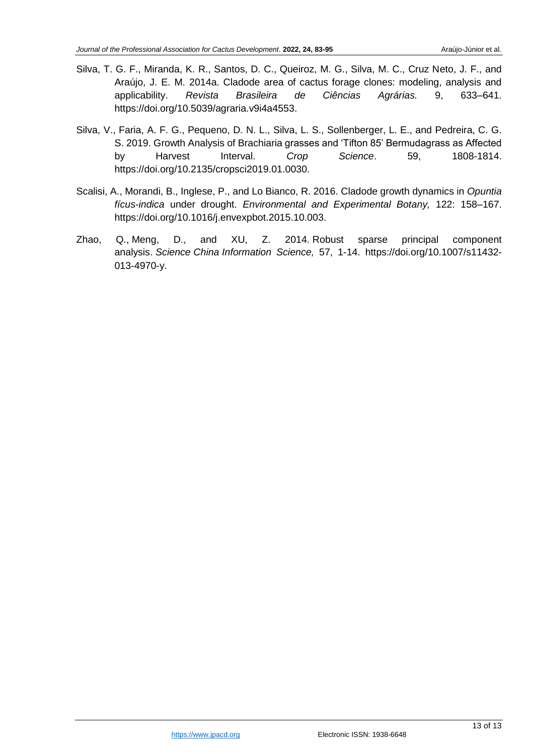Silva, T. G. F., Miranda, K. R., Santos, D. C., Queiroz, M. G., Silva, M. C., Cruz Neto, J. F., and Araújo, J. E. M. 2014a. Cladode area of cactus forage clones: modeling, analysis and applicability. *Revista Brasileira de Ciências Agrárias.* 9, 633–641. https://doi.org/10.5039/agraria.v9i4a4553.

Silva, V., Faria, A. F. G., Pequeno, D. N. L., Silva, L. S., Sollenberger, L. E., and Pedreira, C. G. S. 2019. Growth Analysis of Brachiaria grasses and 'Tifton 85' Bermudagrass as Affected by Harvest Interval. *Crop Science*. 59, 1808-1814. https://doi.org/10.2135/cropsci2019.01.0030.

Scalisi, A., Morandi, B., Inglese, P., and Lo Bianco, R. 2016. Cladode growth dynamics in *Opuntia fícus-indica* under drought. *Environmental and Experimental Botany,* 122: 158–167. https://doi.org/10.1016/j.envexpbot.2015.10.003.

Zhao, Q., Meng, D., and XU, Z. 2014. Robust sparse principal component analysis. *Science China Information Science,* 57, 1-14. https://doi.org/10.1007/s11432-013-4970-y.